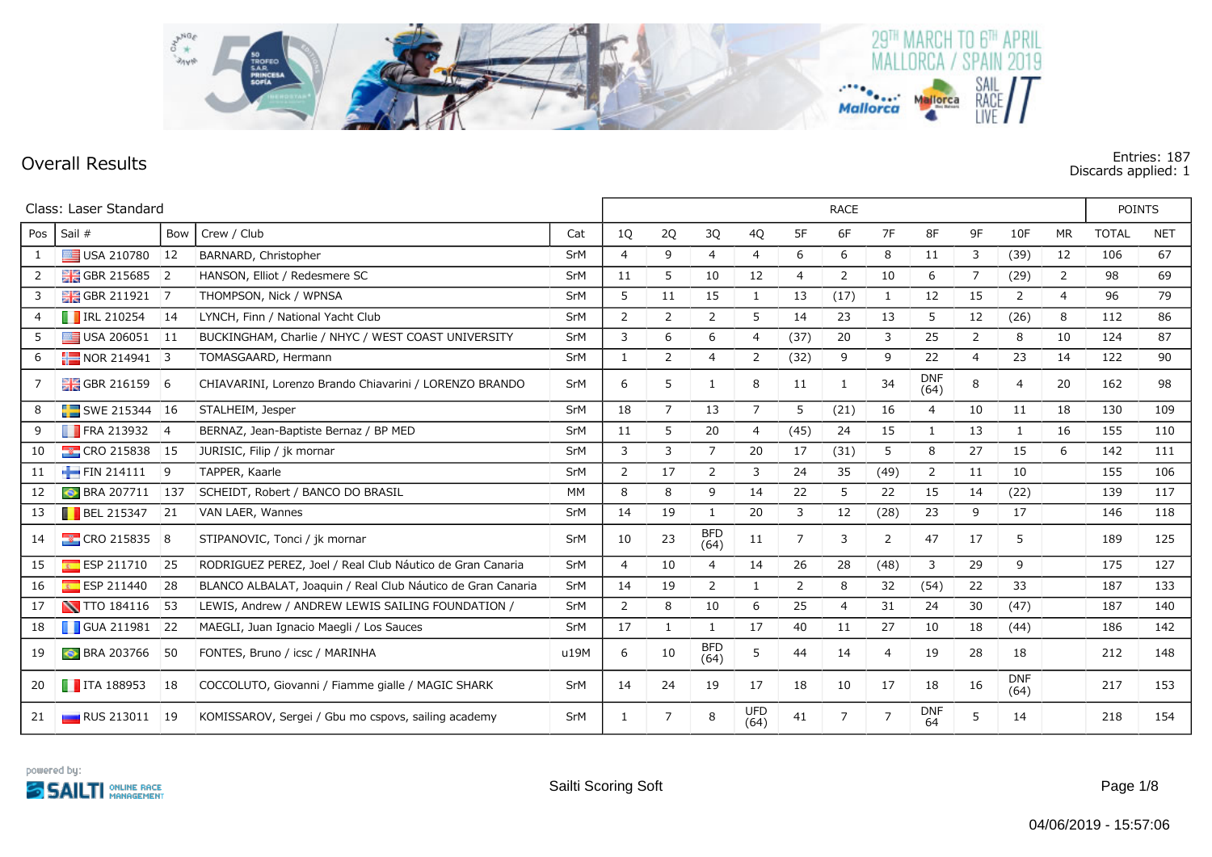29TH MARCH TO 6TH APRIL MALLORCA / SPAIN 2019

# Overall Results

Entries: 187
Discards applied: 1

Class: Laser Standard

| Pos | Sail # | Bow | Crew / Club | Cat | 1Q | 2Q | 3Q | 4Q | 5F | 6F | 7F | 8F | 9F | 10F | MR | TOTAL | NET |
|---|---|---|---|---|---|---|---|---|---|---|---|---|---|---|---|---|---|
| 1 | USA 210780 | 12 | BARNARD, Christopher | SrM | 4 | 9 | 4 | 4 | 6 | 6 | 8 | 11 | 3 | (39) | 12 | 106 | 67 |
| 2 | GBR 215685 | 2 | HANSON, Elliot / Redesmere SC | SrM | 11 | 5 | 10 | 12 | 4 | 2 | 10 | 6 | 7 | (29) | 2 | 98 | 69 |
| 3 | GBR 211921 | 7 | THOMPSON, Nick / WPNSA | SrM | 5 | 11 | 15 | 1 | 13 | (17) | 1 | 12 | 15 | 2 | 4 | 96 | 79 |
| 4 | IRL 210254 | 14 | LYNCH, Finn / National Yacht Club | SrM | 2 | 2 | 2 | 5 | 14 | 23 | 13 | 5 | 12 | (26) | 8 | 112 | 86 |
| 5 | USA 206051 | 11 | BUCKINGHAM, Charlie / NHYC / WEST COAST UNIVERSITY | SrM | 3 | 6 | 6 | 4 | (37) | 20 | 3 | 25 | 2 | 8 | 10 | 124 | 87 |
| 6 | NOR 214941 | 3 | TOMASGAARD, Hermann | SrM | 1 | 2 | 4 | 2 | (32) | 9 | 9 | 22 | 4 | 23 | 14 | 122 | 90 |
| 7 | GBR 216159 | 6 | CHIAVARINI, Lorenzo Brando Chiavarini / LORENZO BRANDO | SrM | 6 | 5 | 1 | 8 | 11 | 1 | 34 | DNF (64) | 8 | 4 | 20 | 162 | 98 |
| 8 | SWE 215344 | 16 | STALHEIM, Jesper | SrM | 18 | 7 | 13 | 7 | 5 | (21) | 16 | 4 | 10 | 11 | 18 | 130 | 109 |
| 9 | FRA 213932 | 4 | BERNAZ, Jean-Baptiste Bernaz / BP MED | SrM | 11 | 5 | 20 | 4 | (45) | 24 | 15 | 1 | 13 | 1 | 16 | 155 | 110 |
| 10 | CRO 215838 | 15 | JURISIC, Filip / jk mornar | SrM | 3 | 3 | 7 | 20 | 17 | (31) | 5 | 8 | 27 | 15 | 6 | 142 | 111 |
| 11 | FIN 214111 | 9 | TAPPER, Kaarle | SrM | 2 | 17 | 2 | 3 | 24 | 35 | (49) | 2 | 11 | 10 | | 155 | 106 |
| 12 | BRA 207711 | 137 | SCHEIDT, Robert / BANCO DO BRASIL | MM | 8 | 8 | 9 | 14 | 22 | 5 | 22 | 15 | 14 | (22) | | 139 | 117 |
| 13 | BEL 215347 | 21 | VAN LAER, Wannes | SrM | 14 | 19 | 1 | 20 | 3 | 12 | (28) | 23 | 9 | 17 | | 146 | 118 |
| 14 | CRO 215835 | 8 | STIPANOVIC, Tonci / jk mornar | SrM | 10 | 23 | BFD (64) | 11 | 7 | 3 | 2 | 47 | 17 | 5 | | 189 | 125 |
| 15 | ESP 211710 | 25 | RODRIGUEZ PEREZ, Joel / Real Club Náutico de Gran Canaria | SrM | 4 | 10 | 4 | 14 | 26 | 28 | (48) | 3 | 29 | 9 | | 175 | 127 |
| 16 | ESP 211440 | 28 | BLANCO ALBALAT, Joaquin / Real Club Náutico de Gran Canaria | SrM | 14 | 19 | 2 | 1 | 2 | 8 | 32 | (54) | 22 | 33 | | 187 | 133 |
| 17 | TTO 184116 | 53 | LEWIS, Andrew / ANDREW LEWIS SAILING FOUNDATION / | SrM | 2 | 8 | 10 | 6 | 25 | 4 | 31 | 24 | 30 | (47) | | 187 | 140 |
| 18 | GUA 211981 | 22 | MAEGLI, Juan Ignacio Maegli / Los Sauces | SrM | 17 | 1 | 1 | 17 | 40 | 11 | 27 | 10 | 18 | (44) | | 186 | 142 |
| 19 | BRA 203766 | 50 | FONTES, Bruno / icsc / MARINHA | u19M | 6 | 10 | BFD (64) | 5 | 44 | 14 | 4 | 19 | 28 | 18 | | 212 | 148 |
| 20 | ITA 188953 | 18 | COCCOLUTO, Giovanni / Fiamme gialle / MAGIC SHARK | SrM | 14 | 24 | 19 | 17 | 18 | 10 | 17 | 18 | 16 | DNF (64) | | 217 | 153 |
| 21 | RUS 213011 | 19 | KOMISSAROV, Sergei / Gbu mo cspovs, sailing academy | SrM | 1 | 7 | 8 | UFD (64) | 41 | 7 | 7 | DNF 64 | 5 | 14 | | 218 | 154 |

Sailti Scoring Soft

04/06/2019 - 15:57:06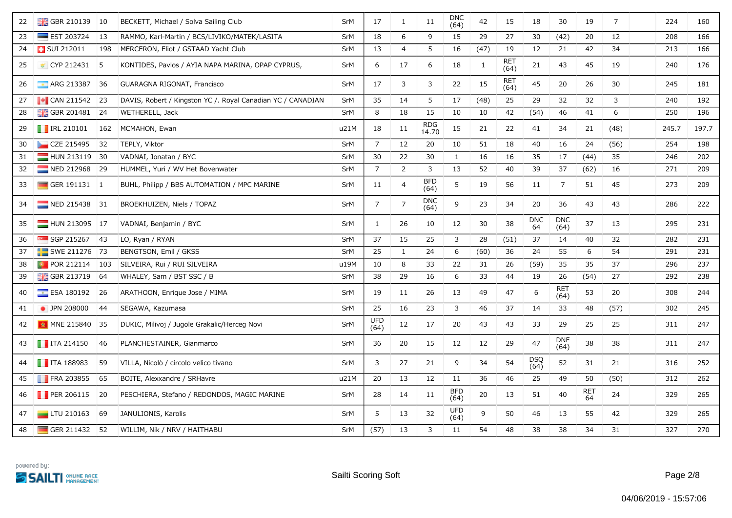| 22 | GBR 210139 | 10 | BECKETT, Michael / Solva Sailing Club | SrM | 17 | 1 | 11 | DNC (64) | 42 | 15 | 18 | 30 | 19 | 7 | | 224 | 160 |
|---|---|---|---|---|---|---|---|---|---|---|---|---|---|---|---|---|---|
| 23 | EST 203724 | 13 | RAMMO, Karl-Martin / BCS/LIVIKO/MATEK/LASITA | SrM | 18 | 6 | 9 | 15 | 29 | 27 | 30 | (42) | 20 | 12 | | 208 | 166 |
| 24 | SUI 212011 | 198 | MERCERON, Eliot / GSTAAD Yacht Club | SrM | 13 | 4 | 5 | 16 | (47) | 19 | 12 | 21 | 42 | 34 | | 213 | 166 |
| 25 | CYP 212431 | 5 | KONTIDES, Pavlos / AYIA NAPA MARINA, OPAP CYPRUS, | SrM | 6 | 17 | 6 | 18 | 1 | RET (64) | 21 | 43 | 45 | 19 | | 240 | 176 |
| 26 | ARG 213387 | 36 | GUARAGNA RIGONAT, Francisco | SrM | 17 | 3 | 3 | 22 | 15 | RET (64) | 45 | 20 | 26 | 30 | | 245 | 181 |
| 27 | CAN 211542 | 23 | DAVIS, Robert / Kingston YC /. Royal Canadian YC / CANADIAN | SrM | 35 | 14 | 5 | 17 | (48) | 25 | 29 | 32 | 32 | 3 | | 240 | 192 |
| 28 | GBR 201481 | 24 | WETHERELL, Jack | SrM | 8 | 18 | 15 | 10 | 10 | 42 | (54) | 46 | 41 | 6 | | 250 | 196 |
| 29 | IRL 210101 | 162 | MCMAHON, Ewan | u21M | 18 | 11 | RDG 14.70 | 15 | 21 | 22 | 41 | 34 | 21 | (48) | | 245.7 | 197.7 |
| 30 | CZE 215495 | 32 | TEPLY, Viktor | SrM | 7 | 12 | 20 | 10 | 51 | 18 | 40 | 16 | 24 | (56) | | 254 | 198 |
| 31 | HUN 213119 | 30 | VADNAI, Jonatan / BYC | SrM | 30 | 22 | 30 | 1 | 16 | 16 | 35 | 17 | (44) | 35 | | 246 | 202 |
| 32 | NED 212968 | 29 | HUMMEL, Yuri / WV Het Bovenwater | SrM | 7 | 2 | 3 | 13 | 52 | 40 | 39 | 37 | (62) | 16 | | 271 | 209 |
| 33 | GER 191131 | 1 | BUHL, Philipp / BBS AUTOMATION / MPC MARINE | SrM | 11 | 4 | BFD (64) | 5 | 19 | 56 | 11 | 7 | 51 | 45 | | 273 | 209 |
| 34 | NED 215438 | 31 | BROEKHUIZEN, Niels / TOPAZ | SrM | 7 | 7 | DNC (64) | 9 | 23 | 34 | 20 | 36 | 43 | 43 | | 286 | 222 |
| 35 | HUN 213095 | 17 | VADNAI, Benjamin / BYC | SrM | 1 | 26 | 10 | 12 | 30 | 38 | DNC 64 | DNC (64) | 37 | 13 | | 295 | 231 |
| 36 | SGP 215267 | 43 | LO, Ryan / RYAN | SrM | 37 | 15 | 25 | 3 | 28 | (51) | 37 | 14 | 40 | 32 | | 282 | 231 |
| 37 | SWE 211276 | 73 | BENGTSON, Emil / GKSS | SrM | 25 | 1 | 24 | 6 | (60) | 36 | 24 | 55 | 6 | 54 | | 291 | 231 |
| 38 | POR 212114 | 103 | SILVEIRA, Rui / RUI SILVEIRA | u19M | 10 | 8 | 33 | 22 | 31 | 26 | (59) | 35 | 35 | 37 | | 296 | 237 |
| 39 | GBR 213719 | 64 | WHALEY, Sam / BST SSC / B | SrM | 38 | 29 | 16 | 6 | 33 | 44 | 19 | 26 | (54) | 27 | | 292 | 238 |
| 40 | ESA 180192 | 26 | ARATHOON, Enrique Jose / MIMA | SrM | 19 | 11 | 26 | 13 | 49 | 47 | 6 | RET (64) | 53 | 20 | | 308 | 244 |
| 41 | JPN 208000 | 44 | SEGAWA, Kazumasa | SrM | 25 | 16 | 23 | 3 | 46 | 37 | 14 | 33 | 48 | (57) | | 302 | 245 |
| 42 | MNE 215840 | 35 | DUKIC, Milivoj / Jugole Grakalic/Herceg Novi | SrM | UFD (64) | 12 | 17 | 20 | 43 | 43 | 33 | 29 | 25 | 25 | | 311 | 247 |
| 43 | ITA 214150 | 46 | PLANCHESTAINER, Gianmarco | SrM | 36 | 20 | 15 | 12 | 12 | 29 | 47 | DNF (64) | 38 | 38 | | 311 | 247 |
| 44 | ITA 188983 | 59 | VILLA, Nicolò / circolo velico tivano | SrM | 3 | 27 | 21 | 9 | 34 | 54 | DSQ (64) | 52 | 31 | 21 | | 316 | 252 |
| 45 | FRA 203855 | 65 | BOITE, Alexxandre / SRHavre | u21M | 20 | 13 | 12 | 11 | 36 | 46 | 25 | 49 | 50 | (50) | | 312 | 262 |
| 46 | PER 206115 | 20 | PESCHIERA, Stefano / REDONDOS, MAGIC MARINE | SrM | 28 | 14 | 11 | BFD (64) | 20 | 13 | 51 | 40 | RET 64 | 24 | | 329 | 265 |
| 47 | LTU 210163 | 69 | JANULIONIS, Karolis | SrM | 5 | 13 | 32 | UFD (64) | 9 | 50 | 46 | 13 | 55 | 42 | | 329 | 265 |
| 48 | GER 211432 | 52 | WILLIM, Nik / NRV / HAITHABU | SrM | (57) | 13 | 3 | 11 | 54 | 48 | 38 | 38 | 34 | 31 | | 327 | 270 |

powered by: SAILTI ONLINE RACE MANAGEMENT

Sailti Scoring Soft

04/06/2019 - 15:57:06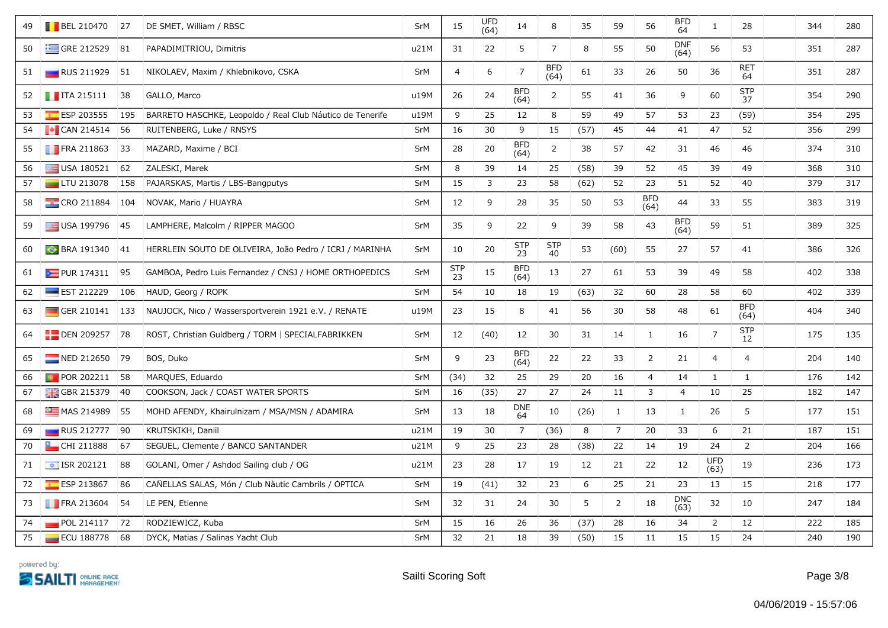| 49 | BEL 210470 | 27 | DE SMET, William / RBSC | SrM | 15 | UFD (64) | 14 | 8 | 35 | 59 | 56 | BFD 64 | 1 | 28 | | 344 | 280 |
|---|---|---|---|---|---|---|---|---|---|---|---|---|---|---|---|---|---|
| 50 | GRE 212529 | 81 | PAPADIMITRIOU, Dimitris | u21M | 31 | 22 | 5 | 7 | 8 | 55 | 50 | DNF (64) | 56 | 53 | | 351 | 287 |
| 51 | RUS 211929 | 51 | NIKOLAEV, Maxim / Khlebnikovo, CSKA | SrM | 4 | 6 | 7 | BFD (64) | 61 | 33 | 26 | 50 | 36 | RET 64 | | 351 | 287 |
| 52 | ITA 215111 | 38 | GALLO, Marco | u19M | 26 | 24 | BFD (64) | 2 | 55 | 41 | 36 | 9 | 60 | STP 37 | | 354 | 290 |
| 53 | ESP 203555 | 195 | BARRETO HASCHKE, Leopoldo / Real Club Náutico de Tenerife | u19M | 9 | 25 | 12 | 8 | 59 | 49 | 57 | 53 | 23 | (59) | | 354 | 295 |
| 54 | CAN 214514 | 56 | RUITENBERG, Luke / RNSYS | SrM | 16 | 30 | 9 | 15 | (57) | 45 | 44 | 41 | 47 | 52 | | 356 | 299 |
| 55 | FRA 211863 | 33 | MAZARD, Maxime / BCI | SrM | 28 | 20 | BFD (64) | 2 | 38 | 57 | 42 | 31 | 46 | 46 | | 374 | 310 |
| 56 | USA 180521 | 62 | ZALESKI, Marek | SrM | 8 | 39 | 14 | 25 | (58) | 39 | 52 | 45 | 39 | 49 | | 368 | 310 |
| 57 | LTU 213078 | 158 | PAJARSKAS, Martis / LBS-Bangputys | SrM | 15 | 3 | 23 | 58 | (62) | 52 | 23 | 51 | 52 | 40 | | 379 | 317 |
| 58 | CRO 211884 | 104 | NOVAK, Mario / HUAYRA | SrM | 12 | 9 | 28 | 35 | 50 | 53 | BFD (64) | 44 | 33 | 55 | | 383 | 319 |
| 59 | USA 199796 | 45 | LAMPHERE, Malcolm / RIPPER MAGOO | SrM | 35 | 9 | 22 | 9 | 39 | 58 | 43 | BFD (64) | 59 | 51 | | 389 | 325 |
| 60 | BRA 191340 | 41 | HERRLEIN SOUTO DE OLIVEIRA, João Pedro / ICRJ / MARINHA | SrM | 10 | 20 | STP 23 | STP 40 | 53 | (60) | 55 | 27 | 57 | 41 | | 386 | 326 |
| 61 | PUR 174311 | 95 | GAMBOA, Pedro Luis Fernandez / CNSJ / HOME ORTHOPEDICS | SrM | STP 23 | 15 | BFD (64) | 13 | 27 | 61 | 53 | 39 | 49 | 58 | | 402 | 338 |
| 62 | EST 212229 | 106 | HAUD, Georg / ROPK | SrM | 54 | 10 | 18 | 19 | (63) | 32 | 60 | 28 | 58 | 60 | | 402 | 339 |
| 63 | GER 210141 | 133 | NAUJOCK, Nico / Wassersportverein 1921 e.V. / RENATE | u19M | 23 | 15 | 8 | 41 | 56 | 30 | 58 | 48 | 61 | BFD (64) | | 404 | 340 |
| 64 | DEN 209257 | 78 | ROST, Christian Guldberg / TORM \| SPECIALFABRIKKEN | SrM | 12 | (40) | 12 | 30 | 31 | 14 | 1 | 16 | 7 | STP 12 | | 175 | 135 |
| 65 | NED 212650 | 79 | BOS, Duko | SrM | 9 | 23 | BFD (64) | 22 | 22 | 33 | 2 | 21 | 4 | 4 | | 204 | 140 |
| 66 | POR 202211 | 58 | MARQUES, Eduardo | SrM | (34) | 32 | 25 | 29 | 20 | 16 | 4 | 14 | 1 | 1 | | 176 | 142 |
| 67 | GBR 215379 | 40 | COOKSON, Jack / COAST WATER SPORTS | SrM | 16 | (35) | 27 | 27 | 24 | 11 | 3 | 4 | 10 | 25 | | 182 | 147 |
| 68 | MAS 214989 | 55 | MOHD AFENDY, Khairulnizam / MSA/MSN / ADAMIRA | SrM | 13 | 18 | DNE 64 | 10 | (26) | 1 | 13 | 1 | 26 | 5 | | 177 | 151 |
| 69 | RUS 212777 | 90 | KRUTSKIKH, Daniil | u21M | 19 | 30 | 7 | (36) | 8 | 7 | 20 | 33 | 6 | 21 | | 187 | 151 |
| 70 | CHI 211888 | 67 | SEGUEL, Clemente / BANCO SANTANDER | u21M | 9 | 25 | 23 | 28 | (38) | 22 | 14 | 19 | 24 | 2 | | 204 | 166 |
| 71 | ISR 202121 | 88 | GOLANI, Omer / Ashdod Sailing club / OG | u21M | 23 | 28 | 17 | 19 | 12 | 21 | 22 | 12 | UFD (63) | 19 | | 236 | 173 |
| 72 | ESP 213867 | 86 | CAÑELLAS SALAS, Món / Club Nàutic Cambrils / ÓPTICA | SrM | 19 | (41) | 32 | 23 | 6 | 25 | 21 | 23 | 13 | 15 | | 218 | 177 |
| 73 | FRA 213604 | 54 | LE PEN, Etienne | SrM | 32 | 31 | 24 | 30 | 5 | 2 | 18 | DNC (63) | 32 | 10 | | 247 | 184 |
| 74 | POL 214117 | 72 | RODZIEWICZ, Kuba | SrM | 15 | 16 | 26 | 36 | (37) | 28 | 16 | 34 | 2 | 12 | | 222 | 185 |
| 75 | ECU 188778 | 68 | DYCK, Matias / Salinas Yacht Club | SrM | 32 | 21 | 18 | 39 | (50) | 15 | 11 | 15 | 15 | 24 | | 240 | 190 |

powered by: SAILTI ONLINE RACE MANAGEMENT

Sailti Scoring Soft

04/06/2019 - 15:57:06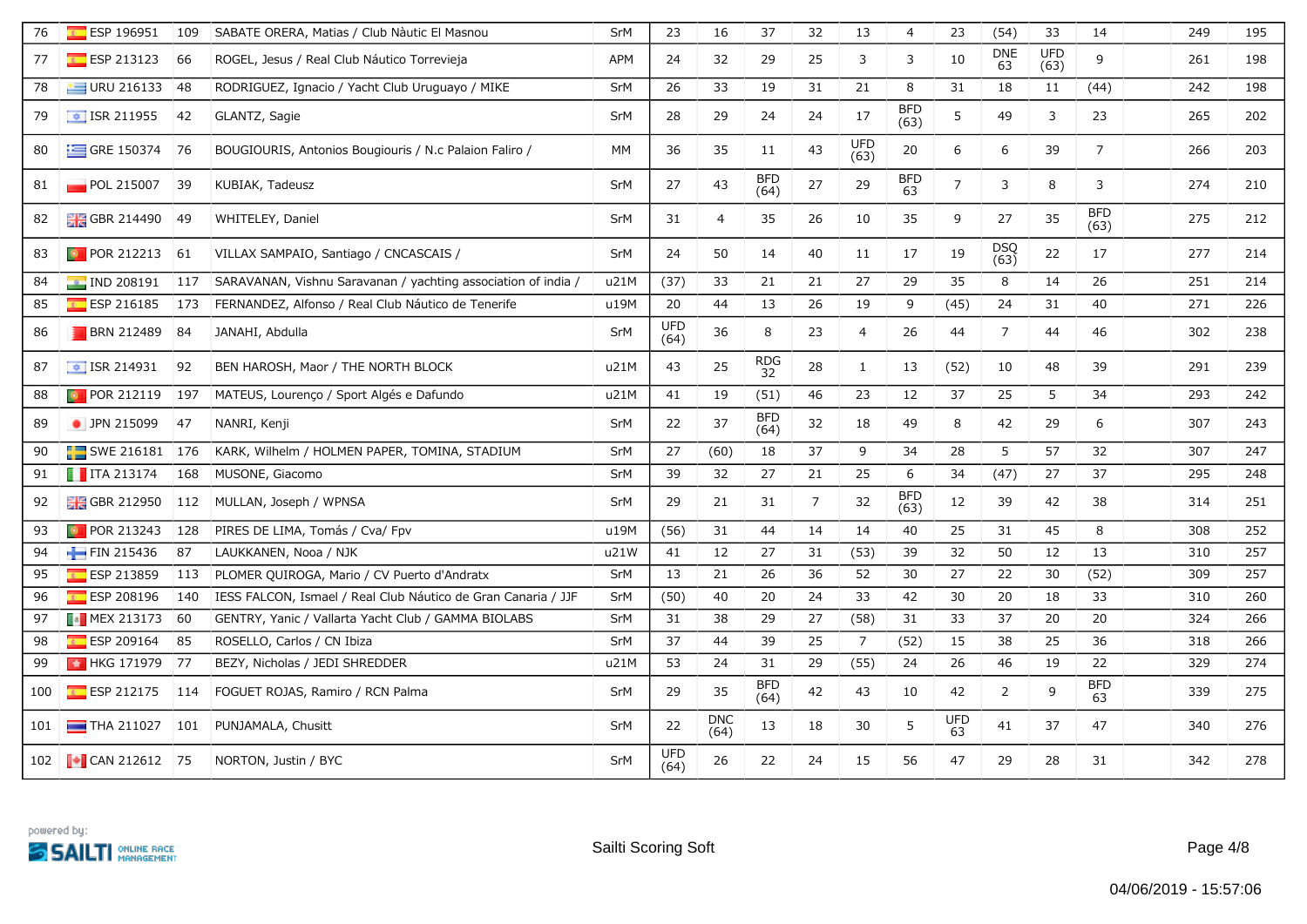| | | | | | | | | | | | | | | | | | | |
|---|---|---|---|---|---|---|---|---|---|---|---|---|---|---|---|---|---|---|
| 76 | ESP 196951 | 109 | SABATE ORERA, Matias / Club Nàutic El Masnou | SrM | 23 | 16 | 37 | 32 | 13 | 4 | 23 | (54) | 33 | 14 | | 249 | 195 |
| 77 | ESP 213123 | 66 | ROGEL, Jesus / Real Club Náutico Torrevieja | APM | 24 | 32 | 29 | 25 | 3 | 3 | 10 | DNE 63 | UFD (63) | 9 | | 261 | 198 |
| 78 | URU 216133 | 48 | RODRIGUEZ, Ignacio / Yacht Club Uruguayo / MIKE | SrM | 26 | 33 | 19 | 31 | 21 | 8 | 31 | 18 | 11 | (44) | | 242 | 198 |
| 79 | ISR 211955 | 42 | GLANTZ, Sagie | SrM | 28 | 29 | 24 | 24 | 17 | BFD (63) | 5 | 49 | 3 | 23 | | 265 | 202 |
| 80 | GRE 150374 | 76 | BOUGIOURIS, Antonios Bougiouris / N.c Palaion Faliro / | MM | 36 | 35 | 11 | 43 | UFD (63) | 20 | 6 | 6 | 39 | 7 | | 266 | 203 |
| 81 | POL 215007 | 39 | KUBIAK, Tadeusz | SrM | 27 | 43 | BFD (64) | 27 | 29 | BFD 63 | 7 | 3 | 8 | 3 | | 274 | 210 |
| 82 | GBR 214490 | 49 | WHITELEY, Daniel | SrM | 31 | 4 | 35 | 26 | 10 | 35 | 9 | 27 | 35 | BFD (63) | | 275 | 212 |
| 83 | POR 212213 | 61 | VILLAX SAMPAIO, Santiago / CNCASCAIS / | SrM | 24 | 50 | 14 | 40 | 11 | 17 | 19 | DSQ (63) | 22 | 17 | | 277 | 214 |
| 84 | IND 208191 | 117 | SARAVANAN, Vishnu Saravanan / yachting association of india / | u21M | (37) | 33 | 21 | 21 | 27 | 29 | 35 | 8 | 14 | 26 | | 251 | 214 |
| 85 | ESP 216185 | 173 | FERNANDEZ, Alfonso / Real Club Náutico de Tenerife | u19M | 20 | 44 | 13 | 26 | 19 | 9 | (45) | 24 | 31 | 40 | | 271 | 226 |
| 86 | BRN 212489 | 84 | JANAHI, Abdulla | SrM | UFD (64) | 36 | 8 | 23 | 4 | 26 | 44 | 7 | 44 | 46 | | 302 | 238 |
| 87 | ISR 214931 | 92 | BEN HAROSH, Maor / THE NORTH BLOCK | u21M | 43 | 25 | RDG 32 | 28 | 1 | 13 | (52) | 10 | 48 | 39 | | 291 | 239 |
| 88 | POR 212119 | 197 | MATEUS, Lourenço / Sport Algés e Dafundo | u21M | 41 | 19 | (51) | 46 | 23 | 12 | 37 | 25 | 5 | 34 | | 293 | 242 |
| 89 | JPN 215099 | 47 | NANRI, Kenji | SrM | 22 | 37 | BFD (64) | 32 | 18 | 49 | 8 | 42 | 29 | 6 | | 307 | 243 |
| 90 | SWE 216181 | 176 | KARK, Wilhelm / HOLMEN PAPER, TOMINA, STADIUM | SrM | 27 | (60) | 18 | 37 | 9 | 34 | 28 | 5 | 57 | 32 | | 307 | 247 |
| 91 | ITA 213174 | 168 | MUSONE, Giacomo | SrM | 39 | 32 | 27 | 21 | 25 | 6 | 34 | (47) | 27 | 37 | | 295 | 248 |
| 92 | GBR 212950 | 112 | MULLAN, Joseph / WPNSA | SrM | 29 | 21 | 31 | 7 | 32 | BFD (63) | 12 | 39 | 42 | 38 | | 314 | 251 |
| 93 | POR 213243 | 128 | PIRES DE LIMA, Tomás / Cva/ Fpv | u19M | (56) | 31 | 44 | 14 | 14 | 40 | 25 | 31 | 45 | 8 | | 308 | 252 |
| 94 | FIN 215436 | 87 | LAUKKANEN, Nooa / NJK | u21W | 41 | 12 | 27 | 31 | (53) | 39 | 32 | 50 | 12 | 13 | | 310 | 257 |
| 95 | ESP 213859 | 113 | PLOMER QUIROGA, Mario / CV Puerto d'Andratx | SrM | 13 | 21 | 26 | 36 | 52 | 30 | 27 | 22 | 30 | (52) | | 309 | 257 |
| 96 | ESP 208196 | 140 | IESS FALCON, Ismael / Real Club Náutico de Gran Canaria / JJF | SrM | (50) | 40 | 20 | 24 | 33 | 42 | 30 | 20 | 18 | 33 | | 310 | 260 |
| 97 | MEX 213173 | 60 | GENTRY, Yanic / Vallarta Yacht Club / GAMMA BIOLABS | SrM | 31 | 38 | 29 | 27 | (58) | 31 | 33 | 37 | 20 | 20 | | 324 | 266 |
| 98 | ESP 209164 | 85 | ROSELLO, Carlos / CN Ibiza | SrM | 37 | 44 | 39 | 25 | 7 | (52) | 15 | 38 | 25 | 36 | | 318 | 266 |
| 99 | HKG 171979 | 77 | BEZY, Nicholas / JEDI SHREDDER | u21M | 53 | 24 | 31 | 29 | (55) | 24 | 26 | 46 | 19 | 22 | | 329 | 274 |
| 100 | ESP 212175 | 114 | FOGUET ROJAS, Ramiro / RCN Palma | SrM | 29 | 35 | BFD (64) | 42 | 43 | 10 | 42 | 2 | 9 | BFD 63 | | 339 | 275 |
| 101 | THA 211027 | 101 | PUNJAMALA, Chusitt | SrM | 22 | DNC (64) | 13 | 18 | 30 | 5 | UFD 63 | 41 | 37 | 47 | | 340 | 276 |
| 102 | CAN 212612 | 75 | NORTON, Justin / BYC | SrM | UFD (64) | 26 | 22 | 24 | 15 | 56 | 47 | 29 | 28 | 31 | | 342 | 278 |

powered by: SAILTI ONLINE RACE MANAGEMENT

Sailti Scoring Soft

04/06/2019 - 15:57:06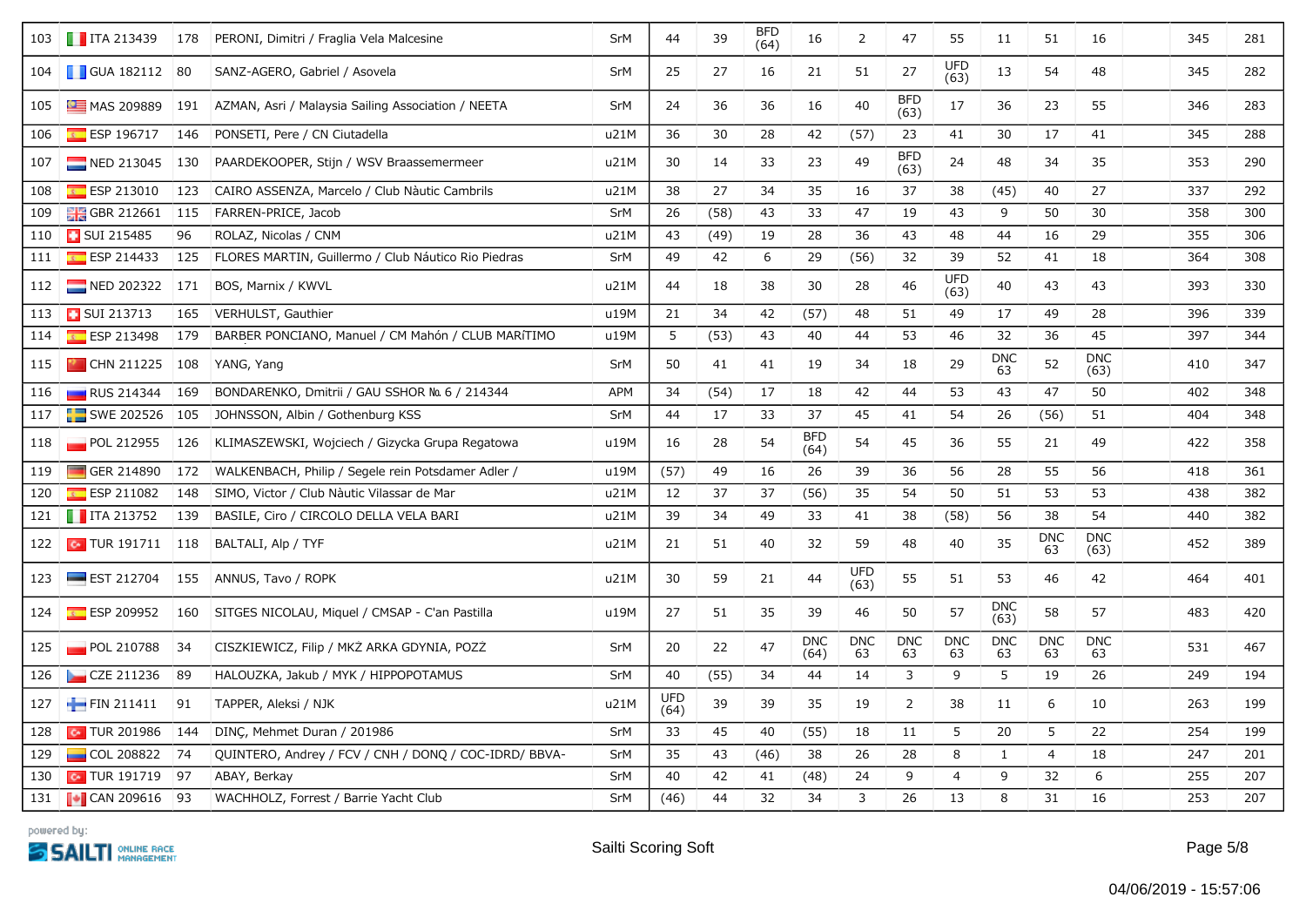| 103 | ITA 213439 | 178 | PERONI, Dimitri / Fraglia Vela Malcesine | SrM | 44 | 39 | BFD (64) | 16 | 2 | 47 | 55 | 11 | 51 | 16 | | 345 | 281 |
|---|---|---|---|---|---|---|---|---|---|---|---|---|---|---|---|---|---|
| 104 | GUA 182112 | 80 | SANZ-AGERO, Gabriel / Asovela | SrM | 25 | 27 | 16 | 21 | 51 | 27 | UFD (63) | 13 | 54 | 48 | | 345 | 282 |
| 105 | MAS 209889 | 191 | AZMAN, Asri / Malaysia Sailing Association / NEETA | SrM | 24 | 36 | 36 | 16 | 40 | BFD (63) | 17 | 36 | 23 | 55 | | 346 | 283 |
| 106 | ESP 196717 | 146 | PONSETI, Pere / CN Ciutadella | u21M | 36 | 30 | 28 | 42 | (57) | 23 | 41 | 30 | 17 | 41 | | 345 | 288 |
| 107 | NED 213045 | 130 | PAARDEKOOPER, Stijn / WSV Braassemermeer | u21M | 30 | 14 | 33 | 23 | 49 | BFD (63) | 24 | 48 | 34 | 35 | | 353 | 290 |
| 108 | ESP 213010 | 123 | CAIRO ASSENZA, Marcelo / Club Nàutic Cambrils | u21M | 38 | 27 | 34 | 35 | 16 | 37 | 38 | (45) | 40 | 27 | | 337 | 292 |
| 109 | GBR 212661 | 115 | FARREN-PRICE, Jacob | SrM | 26 | (58) | 43 | 33 | 47 | 19 | 43 | 9 | 50 | 30 | | 358 | 300 |
| 110 | SUI 215485 | 96 | ROLAZ, Nicolas / CNM | u21M | 43 | (49) | 19 | 28 | 36 | 43 | 48 | 44 | 16 | 29 | | 355 | 306 |
| 111 | ESP 214433 | 125 | FLORES MARTIN, Guillermo / Club Náutico Rio Piedras | SrM | 49 | 42 | 6 | 29 | (56) | 32 | 39 | 52 | 41 | 18 | | 364 | 308 |
| 112 | NED 202322 | 171 | BOS, Marnix / KWVL | u21M | 44 | 18 | 38 | 30 | 28 | 46 | UFD (63) | 40 | 43 | 43 | | 393 | 330 |
| 113 | SUI 213713 | 165 | VERHULST, Gauthier | u19M | 21 | 34 | 42 | (57) | 48 | 51 | 49 | 17 | 49 | 28 | | 396 | 339 |
| 114 | ESP 213498 | 179 | BARBER PONCIANO, Manuel / CM Mahón / CLUB MARíTIMO | u19M | 5 | (53) | 43 | 40 | 44 | 53 | 46 | 32 | 36 | 45 | | 397 | 344 |
| 115 | CHN 211225 | 108 | YANG, Yang | SrM | 50 | 41 | 41 | 19 | 34 | 18 | 29 | DNC 63 | 52 | DNC (63) | | 410 | 347 |
| 116 | RUS 214344 | 169 | BONDARENKO, Dmitrii / GAU SSHOR № 6 / 214344 | APM | 34 | (54) | 17 | 18 | 42 | 44 | 53 | 43 | 47 | 50 | | 402 | 348 |
| 117 | SWE 202526 | 105 | JOHNSSON, Albin / Gothenburg KSS | SrM | 44 | 17 | 33 | 37 | 45 | 41 | 54 | 26 | (56) | 51 | | 404 | 348 |
| 118 | POL 212955 | 126 | KLIMASZEWSKI, Wojciech / Gizycka Grupa Regatowa | u19M | 16 | 28 | 54 | BFD (64) | 54 | 45 | 36 | 55 | 21 | 49 | | 422 | 358 |
| 119 | GER 214890 | 172 | WALKENBACH, Philip / Segele rein Potsdamer Adler / | u19M | (57) | 49 | 16 | 26 | 39 | 36 | 56 | 28 | 55 | 56 | | 418 | 361 |
| 120 | ESP 211082 | 148 | SIMO, Victor / Club Nàutic Vilassar de Mar | u21M | 12 | 37 | 37 | (56) | 35 | 54 | 50 | 51 | 53 | 53 | | 438 | 382 |
| 121 | ITA 213752 | 139 | BASILE, Ciro / CIRCOLO DELLA VELA BARI | u21M | 39 | 34 | 49 | 33 | 41 | 38 | (58) | 56 | 38 | 54 | | 440 | 382 |
| 122 | TUR 191711 | 118 | BALTALI, Alp / TYF | u21M | 21 | 51 | 40 | 32 | 59 | 48 | 40 | 35 | DNC 63 | DNC (63) | | 452 | 389 |
| 123 | EST 212704 | 155 | ANNUS, Tavo / ROPK | u21M | 30 | 59 | 21 | 44 | UFD (63) | 55 | 51 | 53 | 46 | 42 | | 464 | 401 |
| 124 | ESP 209952 | 160 | SITGES NICOLAU, Miquel / CMSAP - C'an Pastilla | u19M | 27 | 51 | 35 | 39 | 46 | 50 | 57 | DNC (63) | 58 | 57 | | 483 | 420 |
| 125 | POL 210788 | 34 | CISZKIEWICZ, Filip / MKŻ ARKA GDYNIA, POZŻ | SrM | 20 | 22 | 47 | DNC (64) | DNC 63 | DNC 63 | DNC 63 | DNC 63 | DNC 63 | DNC 63 | | 531 | 467 |
| 126 | CZE 211236 | 89 | HALOUZKA, Jakub / MYK / HIPPOPOTAMUS | SrM | 40 | (55) | 34 | 44 | 14 | 3 | 9 | 5 | 19 | 26 | | 249 | 194 |
| 127 | FIN 211411 | 91 | TAPPER, Aleksi / NJK | u21M | UFD (64) | 39 | 39 | 35 | 19 | 2 | 38 | 11 | 6 | 10 | | 263 | 199 |
| 128 | TUR 201986 | 144 | DINÇ, Mehmet Duran / 201986 | SrM | 33 | 45 | 40 | (55) | 18 | 11 | 5 | 20 | 5 | 22 | | 254 | 199 |
| 129 | COL 208822 | 74 | QUINTERO, Andrey / FCV / CNH / DONQ / COC-IDRD/ BBVA- | SrM | 35 | 43 | (46) | 38 | 26 | 28 | 8 | 1 | 4 | 18 | | 247 | 201 |
| 130 | TUR 191719 | 97 | ABAY, Berkay | SrM | 40 | 42 | 41 | (48) | 24 | 9 | 4 | 9 | 32 | 6 | | 255 | 207 |
| 131 | CAN 209616 | 93 | WACHHOLZ, Forrest / Barrie Yacht Club | SrM | (46) | 44 | 32 | 34 | 3 | 26 | 13 | 8 | 31 | 16 | | 253 | 207 |

powered by: SAILTI ONLINE RACE MANAGEMENT

Sailti Scoring Soft

04/06/2019 - 15:57:06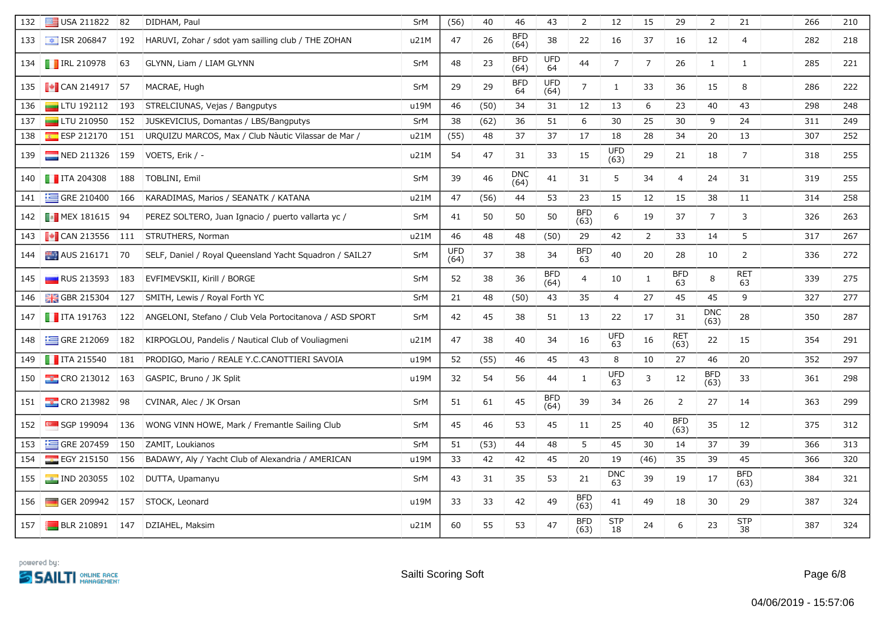| 132 | USA 211822 | 82 | DIDHAM, Paul | SrM | (56) | 40 | 46 | 43 | 2 | 12 | 15 | 29 | 2 | 21 | | 266 | 210 |
|---|---|---|---|---|---|---|---|---|---|---|---|---|---|---|---|---|---|
| 133 | ISR 206847 | 192 | HARUVI, Zohar / sdot yam sailling club / THE ZOHAN | u21M | 47 | 26 | BFD (64) | 38 | 22 | 16 | 37 | 16 | 12 | 4 | | 282 | 218 |
| 134 | IRL 210978 | 63 | GLYNN, Liam / LIAM GLYNN | SrM | 48 | 23 | BFD (64) | UFD 64 | 44 | 7 | 7 | 26 | 1 | 1 | | 285 | 221 |
| 135 | CAN 214917 | 57 | MACRAE, Hugh | SrM | 29 | 29 | BFD 64 | UFD (64) | 7 | 1 | 33 | 36 | 15 | 8 | | 286 | 222 |
| 136 | LTU 192112 | 193 | STRELCIUNAS, Vejas / Bangputys | u19M | 46 | (50) | 34 | 31 | 12 | 13 | 6 | 23 | 40 | 43 | | 298 | 248 |
| 137 | LTU 210950 | 152 | JUSKEVICIUS, Domantas / LBS/Bangputys | SrM | 38 | (62) | 36 | 51 | 6 | 30 | 25 | 30 | 9 | 24 | | 311 | 249 |
| 138 | ESP 212170 | 151 | URQUIZU MARCOS, Max / Club Nàutic Vilassar de Mar / | u21M | (55) | 48 | 37 | 37 | 17 | 18 | 28 | 34 | 20 | 13 | | 307 | 252 |
| 139 | NED 211326 | 159 | VOETS, Erik / - | u21M | 54 | 47 | 31 | 33 | 15 | UFD (63) | 29 | 21 | 18 | 7 | | 318 | 255 |
| 140 | ITA 204308 | 188 | TOBLINI, Emil | SrM | 39 | 46 | DNC (64) | 41 | 31 | 5 | 34 | 4 | 24 | 31 | | 319 | 255 |
| 141 | GRE 210400 | 166 | KARADIMAS, Marios / SEANATK / KATANA | u21M | 47 | (56) | 44 | 53 | 23 | 15 | 12 | 15 | 38 | 11 | | 314 | 258 |
| 142 | MEX 181615 | 94 | PEREZ SOLTERO, Juan Ignacio / puerto vallarta yc / | SrM | 41 | 50 | 50 | 50 | BFD (63) | 6 | 19 | 37 | 7 | 3 | | 326 | 263 |
| 143 | CAN 213556 | 111 | STRUTHERS, Norman | u21M | 46 | 48 | 48 | (50) | 29 | 42 | 2 | 33 | 14 | 5 | | 317 | 267 |
| 144 | AUS 216171 | 70 | SELF, Daniel / Royal Queensland Yacht Squadron / SAIL27 | SrM | UFD (64) | 37 | 38 | 34 | BFD 63 | 40 | 20 | 28 | 10 | 2 | | 336 | 272 |
| 145 | RUS 213593 | 183 | EVFIMEVSKII, Kirill / BORGE | SrM | 52 | 38 | 36 | BFD (64) | 4 | 10 | 1 | BFD 63 | 8 | RET 63 | | 339 | 275 |
| 146 | GBR 215304 | 127 | SMITH, Lewis / Royal Forth YC | SrM | 21 | 48 | (50) | 43 | 35 | 4 | 27 | 45 | 45 | 9 | | 327 | 277 |
| 147 | ITA 191763 | 122 | ANGELONI, Stefano / Club Vela Portocitanova / ASD SPORT | SrM | 42 | 45 | 38 | 51 | 13 | 22 | 17 | 31 | DNC (63) | 28 | | 350 | 287 |
| 148 | GRE 212069 | 182 | KIRPOGLOU, Pandelis / Nautical Club of Vouliagmeni | u21M | 47 | 38 | 40 | 34 | 16 | UFD 63 | 16 | RET (63) | 22 | 15 | | 354 | 291 |
| 149 | ITA 215540 | 181 | PRODIGO, Mario / REALE Y.C.CANOTTIERI SAVOIA | u19M | 52 | (55) | 46 | 45 | 43 | 8 | 10 | 27 | 46 | 20 | | 352 | 297 |
| 150 | CRO 213012 | 163 | GASPIC, Bruno / JK Split | u19M | 32 | 54 | 56 | 44 | 1 | UFD 63 | 3 | 12 | BFD (63) | 33 | | 361 | 298 |
| 151 | CRO 213982 | 98 | CVINAR, Alec / JK Orsan | SrM | 51 | 61 | 45 | BFD (64) | 39 | 34 | 26 | 2 | 27 | 14 | | 363 | 299 |
| 152 | SGP 199094 | 136 | WONG VINN HOWE, Mark / Fremantle Sailing Club | SrM | 45 | 46 | 53 | 45 | 11 | 25 | 40 | BFD (63) | 35 | 12 | | 375 | 312 |
| 153 | GRE 207459 | 150 | ZAMIT, Loukianos | SrM | 51 | (53) | 44 | 48 | 5 | 45 | 30 | 14 | 37 | 39 | | 366 | 313 |
| 154 | EGY 215150 | 156 | BADAWY, Aly / Yacht Club of Alexandria / AMERICAN | u19M | 33 | 42 | 42 | 45 | 20 | 19 | (46) | 35 | 39 | 45 | | 366 | 320 |
| 155 | IND 203055 | 102 | DUTTA, Upamanyu | SrM | 43 | 31 | 35 | 53 | 21 | DNC 63 | 39 | 19 | 17 | BFD (63) | | 384 | 321 |
| 156 | GER 209942 | 157 | STOCK, Leonard | u19M | 33 | 33 | 42 | 49 | BFD (63) | 41 | 49 | 18 | 30 | 29 | | 387 | 324 |
| 157 | BLR 210891 | 147 | DZIAHEL, Maksim | u21M | 60 | 55 | 53 | 47 | BFD (63) | STP 18 | 24 | 6 | 23 | STP 38 | | 387 | 324 |

powered by: SAILTI ONLINE RACE MANAGEMENT

Sailti Scoring Soft

04/06/2019 - 15:57:06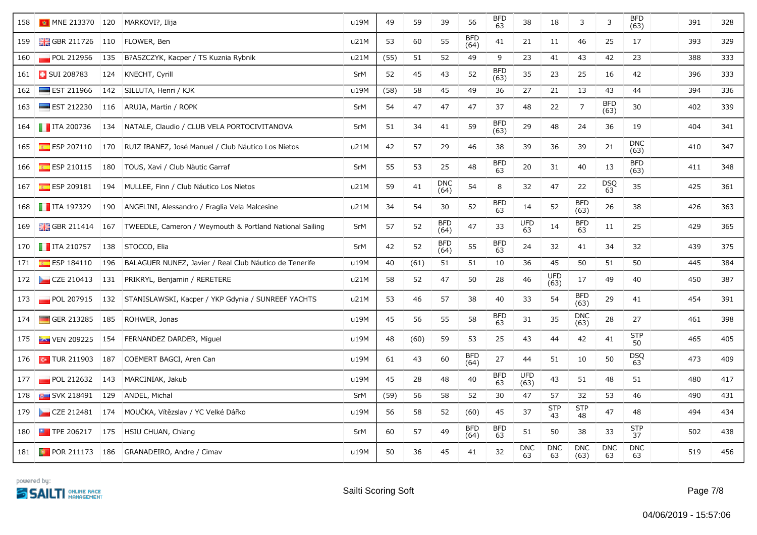| 158 | MNE 213370 | 120 | MARKOVI?, Ilija | u19M | 49 | 59 | 39 | 56 | BFD 63 | 38 | 18 | 3 | 3 | BFD (63) | | 391 | 328 |
|---|---|---|---|---|---|---|---|---|---|---|---|---|---|---|---|---|---|
| 159 | GBR 211726 | 110 | FLOWER, Ben | u21M | 53 | 60 | 55 | BFD (64) | 41 | 21 | 11 | 46 | 25 | 17 | | 393 | 329 |
| 160 | POL 212956 | 135 | B?ASZCZYK, Kacper / TS Kuznia Rybnik | u21M | (55) | 51 | 52 | 49 | 9 | 23 | 41 | 43 | 42 | 23 | | 388 | 333 |
| 161 | SUI 208783 | 124 | KNECHT, Cyrill | SrM | 52 | 45 | 43 | 52 | BFD (63) | 35 | 23 | 25 | 16 | 42 | | 396 | 333 |
| 162 | EST 211966 | 142 | SILLUTA, Henri / KJK | u19M | (58) | 58 | 45 | 49 | 36 | 27 | 21 | 13 | 43 | 44 | | 394 | 336 |
| 163 | EST 212230 | 116 | ARUJA, Martin / ROPK | SrM | 54 | 47 | 47 | 47 | 37 | 48 | 22 | 7 | BFD (63) | 30 | | 402 | 339 |
| 164 | ITA 200736 | 134 | NATALE, Claudio / CLUB VELA PORTOCIVITANOVA | SrM | 51 | 34 | 41 | 59 | BFD (63) | 29 | 48 | 24 | 36 | 19 | | 404 | 341 |
| 165 | ESP 207110 | 170 | RUIZ IBANEZ, José Manuel / Club Náutico Los Nietos | u21M | 42 | 57 | 29 | 46 | 38 | 39 | 36 | 39 | 21 | DNC (63) | | 410 | 347 |
| 166 | ESP 210115 | 180 | TOUS, Xavi / Club Nàutic Garraf | SrM | 55 | 53 | 25 | 48 | BFD 63 | 20 | 31 | 40 | 13 | BFD (63) | | 411 | 348 |
| 167 | ESP 209181 | 194 | MULLEE, Finn / Club Náutico Los Nietos | u21M | 59 | 41 | DNC (64) | 54 | 8 | 32 | 47 | 22 | DSQ 63 | 35 | | 425 | 361 |
| 168 | ITA 197329 | 190 | ANGELINI, Alessandro / Fraglia Vela Malcesine | u21M | 34 | 54 | 30 | 52 | BFD 63 | 14 | 52 | BFD (63) | 26 | 38 | | 426 | 363 |
| 169 | GBR 211414 | 167 | TWEEDLE, Cameron / Weymouth & Portland National Sailing | SrM | 57 | 52 | BFD (64) | 47 | 33 | UFD 63 | 14 | BFD 63 | 11 | 25 | | 429 | 365 |
| 170 | ITA 210757 | 138 | STOCCO, Elia | SrM | 42 | 52 | BFD (64) | 55 | BFD 63 | 24 | 32 | 41 | 34 | 32 | | 439 | 375 |
| 171 | ESP 184110 | 196 | BALAGUER NUNEZ, Javier / Real Club Náutico de Tenerife | u19M | 40 | (61) | 51 | 51 | 10 | 36 | 45 | 50 | 51 | 50 | | 445 | 384 |
| 172 | CZE 210413 | 131 | PRIKRYL, Benjamin / RERETERE | u21M | 58 | 52 | 47 | 50 | 28 | 46 | UFD (63) | 17 | 49 | 40 | | 450 | 387 |
| 173 | POL 207915 | 132 | STANISLAWSKI, Kacper / YKP Gdynia / SUNREEF YACHTS | u21M | 53 | 46 | 57 | 38 | 40 | 33 | 54 | BFD (63) | 29 | 41 | | 454 | 391 |
| 174 | GER 213285 | 185 | ROHWER, Jonas | u19M | 45 | 56 | 55 | 58 | BFD 63 | 31 | 35 | DNC (63) | 28 | 27 | | 461 | 398 |
| 175 | VEN 209225 | 154 | FERNANDEZ DARDER, Miguel | u19M | 48 | (60) | 59 | 53 | 25 | 43 | 44 | 42 | 41 | STP 50 | | 465 | 405 |
| 176 | TUR 211903 | 187 | COEMERT BAGCI, Aren Can | u19M | 61 | 43 | 60 | BFD (64) | 27 | 44 | 51 | 10 | 50 | DSQ 63 | | 473 | 409 |
| 177 | POL 212632 | 143 | MARCINIAK, Jakub | u19M | 45 | 28 | 48 | 40 | BFD 63 | UFD (63) | 43 | 51 | 48 | 51 | | 480 | 417 |
| 178 | SVK 218491 | 129 | ANDEL, Michal | SrM | (59) | 56 | 58 | 52 | 30 | 47 | 57 | 32 | 53 | 46 | | 490 | 431 |
| 179 | CZE 212481 | 174 | MOUČKA, Vítězslav / YC Velké Dářko | u19M | 56 | 58 | 52 | (60) | 45 | 37 | STP 43 | STP 48 | 47 | 48 | | 494 | 434 |
| 180 | TPE 206217 | 175 | HSIU CHUAN, Chiang | SrM | 60 | 57 | 49 | BFD (64) | BFD 63 | 51 | 50 | 38 | 33 | STP 37 | | 502 | 438 |
| 181 | POR 211173 | 186 | GRANADEIRO, Andre / Cimav | u19M | 50 | 36 | 45 | 41 | 32 | DNC 63 | DNC 63 | DNC (63) | DNC 63 | DNC 63 | | 519 | 456 |

powered by: SAILTI ONLINE RACE MANAGEMENT

Sailti Scoring Soft

04/06/2019 - 15:57:06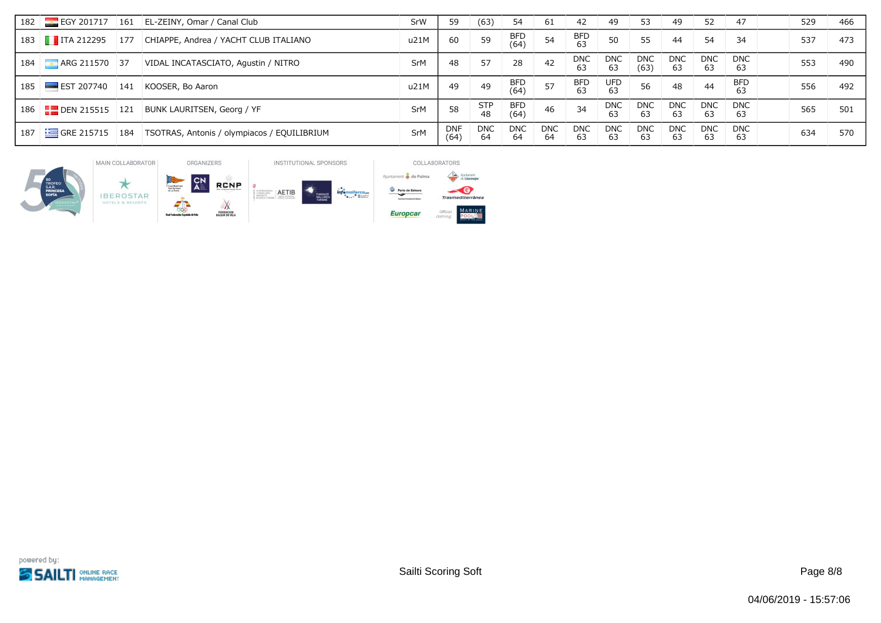| | | | | | | | | | | | | | | | | | | |
|---|---|---|---|---|---|---|---|---|---|---|---|---|---|---|---|---|---|---|
| 182 | EGY 201717 | 161 | EL-ZEINY, Omar / Canal Club | SrW | 59 | (63) | 54 | 61 | 42 | 49 | 53 | 49 | 52 | 47 | | 529 | 466 |
| 183 | ITA 212295 | 177 | CHIAPPE, Andrea / YACHT CLUB ITALIANO | u21M | 60 | 59 | BFD (64) | 54 | BFD 63 | 50 | 55 | 44 | 54 | 34 | | 537 | 473 |
| 184 | ARG 211570 | 37 | VIDAL INCATASCIATO, Agustin / NITRO | SrM | 48 | 57 | 28 | 42 | DNC 63 | DNC 63 | DNC (63) | DNC 63 | DNC 63 | DNC 63 | | 553 | 490 |
| 185 | EST 207740 | 141 | KOOSER, Bo Aaron | u21M | 49 | 49 | BFD (64) | 57 | BFD 63 | UFD 63 | 56 | 48 | 44 | BFD 63 | | 556 | 492 |
| 186 | DEN 215515 | 121 | BUNK LAURITSEN, Georg / YF | SrM | 58 | STP 48 | BFD (64) | 46 | 34 | DNC 63 | DNC 63 | DNC 63 | DNC 63 | DNC 63 | | 565 | 501 |
| 187 | GRE 215715 | 184 | TSOTRAS, Antonis / olympiacos / EQUILIBRIUM | SrM | DNF (64) | DNC 64 | DNC 64 | DNC 64 | DNC 63 | DNC 63 | DNC 63 | DNC 63 | DNC 63 | DNC 63 | | 634 | 570 |

MAIN COLLABORATOR
IBEROSTAR HOTELS & RESORTS

ORGANIZERS

INSTITUTIONAL SPONSORS

COLLABORATORS

powered by: SAILTI ONLINE RACE MANAGEMENT

Sailti Scoring Soft

04/06/2019 - 15:57:06